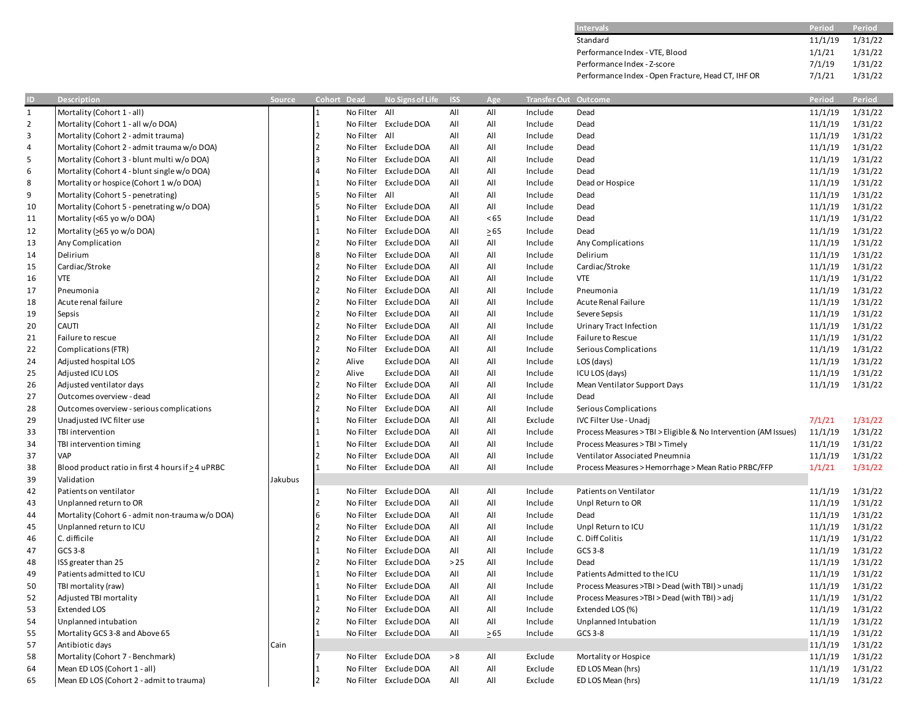| Intervals | Period | Period |
|---|---|---|
| Standard | 11/1/19 | 1/31/22 |
| Performance Index - VTE, Blood | 1/1/21 | 1/31/22 |
| Performance Index - Z-score | 7/1/19 | 1/31/22 |
| Performance Index - Open Fracture, Head CT, IHF OR | 7/1/21 | 1/31/22 |

| ID | Description | Source | Cohort | Dead | No Signs of Life | ISS | Age | Transfer Out | Outcome | Period | Period |
|---|---|---|---|---|---|---|---|---|---|---|---|
| 1 | Mortality (Cohort 1 - all) | | 1 | No Filter | All | All | All | Include | Dead | 11/1/19 | 1/31/22 |
| 2 | Mortality (Cohort 1 - all w/o DOA) | | 1 | No Filter | Exclude DOA | All | All | Include | Dead | 11/1/19 | 1/31/22 |
| 3 | Mortality (Cohort 2 - admit trauma) | | 2 | No Filter | All | All | All | Include | Dead | 11/1/19 | 1/31/22 |
| 4 | Mortality (Cohort 2 - admit trauma w/o DOA) | | 2 | No Filter | Exclude DOA | All | All | Include | Dead | 11/1/19 | 1/31/22 |
| 5 | Mortality (Cohort 3 - blunt multi w/o DOA) | | 3 | No Filter | Exclude DOA | All | All | Include | Dead | 11/1/19 | 1/31/22 |
| 6 | Mortality (Cohort 4 - blunt single w/o DOA) | | 4 | No Filter | Exclude DOA | All | All | Include | Dead | 11/1/19 | 1/31/22 |
| 8 | Mortality or hospice (Cohort 1 w/o DOA) | | 1 | No Filter | Exclude DOA | All | All | Include | Dead or Hospice | 11/1/19 | 1/31/22 |
| 9 | Mortality (Cohort 5 - penetrating) | | 5 | No Filter | All | All | All | Include | Dead | 11/1/19 | 1/31/22 |
| 10 | Mortality (Cohort 5 - penetrating w/o DOA) | | 5 | No Filter | Exclude DOA | All | All | Include | Dead | 11/1/19 | 1/31/22 |
| 11 | Mortality (<65 yo w/o DOA) | | 1 | No Filter | Exclude DOA | All | <65 | Include | Dead | 11/1/19 | 1/31/22 |
| 12 | Mortality (≥65 yo w/o DOA) | | 1 | No Filter | Exclude DOA | All | ≥65 | Include | Dead | 11/1/19 | 1/31/22 |
| 13 | Any Complication | | 2 | No Filter | Exclude DOA | All | All | Include | Any Complications | 11/1/19 | 1/31/22 |
| 14 | Delirium | | 8 | No Filter | Exclude DOA | All | All | Include | Delirium | 11/1/19 | 1/31/22 |
| 15 | Cardiac/Stroke | | 2 | No Filter | Exclude DOA | All | All | Include | Cardiac/Stroke | 11/1/19 | 1/31/22 |
| 16 | VTE | | 2 | No Filter | Exclude DOA | All | All | Include | VTE | 11/1/19 | 1/31/22 |
| 17 | Pneumonia | | 2 | No Filter | Exclude DOA | All | All | Include | Pneumonia | 11/1/19 | 1/31/22 |
| 18 | Acute renal failure | | 2 | No Filter | Exclude DOA | All | All | Include | Acute Renal Failure | 11/1/19 | 1/31/22 |
| 19 | Sepsis | | 2 | No Filter | Exclude DOA | All | All | Include | Severe Sepsis | 11/1/19 | 1/31/22 |
| 20 | CAUTI | | 2 | No Filter | Exclude DOA | All | All | Include | Urinary Tract Infection | 11/1/19 | 1/31/22 |
| 21 | Failure to rescue | | 2 | No Filter | Exclude DOA | All | All | Include | Failure to Rescue | 11/1/19 | 1/31/22 |
| 22 | Complications (FTR) | | 2 | No Filter | Exclude DOA | All | All | Include | Serious Complications | 11/1/19 | 1/31/22 |
| 24 | Adjusted hospital LOS | | 2 | Alive | Exclude DOA | All | All | Include | LOS (days) | 11/1/19 | 1/31/22 |
| 25 | Adjusted ICU LOS | | 2 | Alive | Exclude DOA | All | All | Include | ICU LOS (days) | 11/1/19 | 1/31/22 |
| 26 | Adjusted ventilator days | | 2 | No Filter | Exclude DOA | All | All | Include | Mean Ventilator Support Days | 11/1/19 | 1/31/22 |
| 27 | Outcomes overview - dead | | 2 | No Filter | Exclude DOA | All | All | Include | Dead | | |
| 28 | Outcomes overview - serious complications | | 2 | No Filter | Exclude DOA | All | All | Include | Serious Complications | | |
| 29 | Unadjusted IVC filter use | | 1 | No Filter | Exclude DOA | All | All | Exclude | IVC Filter Use - Unadj | 7/1/21 | 1/31/22 |
| 33 | TBI intervention | | 1 | No Filter | Exclude DOA | All | All | Include | Process Measures > TBI > Eligible & No Intervention (AM Issues) | 11/1/19 | 1/31/22 |
| 34 | TBI intervention timing | | 1 | No Filter | Exclude DOA | All | All | Include | Process Measures > TBI > Timely | 11/1/19 | 1/31/22 |
| 37 | VAP | | 2 | No Filter | Exclude DOA | All | All | Include | Ventilator Associated Pneumnia | 11/1/19 | 1/31/22 |
| 38 | Blood product ratio in first 4 hours if ≥4 uPRBC | | 1 | No Filter | Exclude DOA | All | All | Include | Process Measures > Hemorrhage > Mean Ratio PRBC/FFP | 1/1/21 | 1/31/22 |
| 39 | Validation | Jakubus | | | | | | | | | |
| 42 | Patients on ventilator | | 1 | No Filter | Exclude DOA | All | All | Include | Patients on Ventilator | 11/1/19 | 1/31/22 |
| 43 | Unplanned return to OR | | 2 | No Filter | Exclude DOA | All | All | Include | Unpl Return to OR | 11/1/19 | 1/31/22 |
| 44 | Mortality (Cohort 6 - admit non-trauma w/o DOA) | | 6 | No Filter | Exclude DOA | All | All | Include | Dead | 11/1/19 | 1/31/22 |
| 45 | Unplanned return to ICU | | 2 | No Filter | Exclude DOA | All | All | Include | Unpl Return to ICU | 11/1/19 | 1/31/22 |
| 46 | C. difficile | | 2 | No Filter | Exclude DOA | All | All | Include | C. Diff Colitis | 11/1/19 | 1/31/22 |
| 47 | GCS 3-8 | | 1 | No Filter | Exclude DOA | All | All | Include | GCS 3-8 | 11/1/19 | 1/31/22 |
| 48 | ISS greater than 25 | | 2 | No Filter | Exclude DOA | >25 | All | Include | Dead | 11/1/19 | 1/31/22 |
| 49 | Patients admitted to ICU | | 1 | No Filter | Exclude DOA | All | All | Include | Patients Admitted to the ICU | 11/1/19 | 1/31/22 |
| 50 | TBI mortality (raw) | | 1 | No Filter | Exclude DOA | All | All | Include | Process Measures >TBI > Dead (with TBI) > unadj | 11/1/19 | 1/31/22 |
| 52 | Adjusted TBI mortality | | 1 | No Filter | Exclude DOA | All | All | Include | Process Measures >TBI > Dead (with TBI) > adj | 11/1/19 | 1/31/22 |
| 53 | Extended LOS | | 2 | No Filter | Exclude DOA | All | All | Include | Extended LOS (%) | 11/1/19 | 1/31/22 |
| 54 | Unplanned intubation | | 2 | No Filter | Exclude DOA | All | All | Include | Unplanned Intubation | 11/1/19 | 1/31/22 |
| 55 | Mortality GCS 3-8 and Above 65 | | 1 | No Filter | Exclude DOA | All | ≥65 | Include | GCS 3-8 | 11/1/19 | 1/31/22 |
| 57 | Antibiotic days | Cain | | | | | | | | 11/1/19 | 1/31/22 |
| 58 | Mortality (Cohort 7 - Benchmark) | | 7 | No Filter | Exclude DOA | >8 | All | Exclude | Mortality or Hospice | 11/1/19 | 1/31/22 |
| 64 | Mean ED LOS (Cohort 1 - all) | | 1 | No Filter | Exclude DOA | All | All | Exclude | ED LOS Mean (hrs) | 11/1/19 | 1/31/22 |
| 65 | Mean ED LOS (Cohort 2 - admit to trauma) | | 2 | No Filter | Exclude DOA | All | All | Exclude | ED LOS Mean (hrs) | 11/1/19 | 1/31/22 |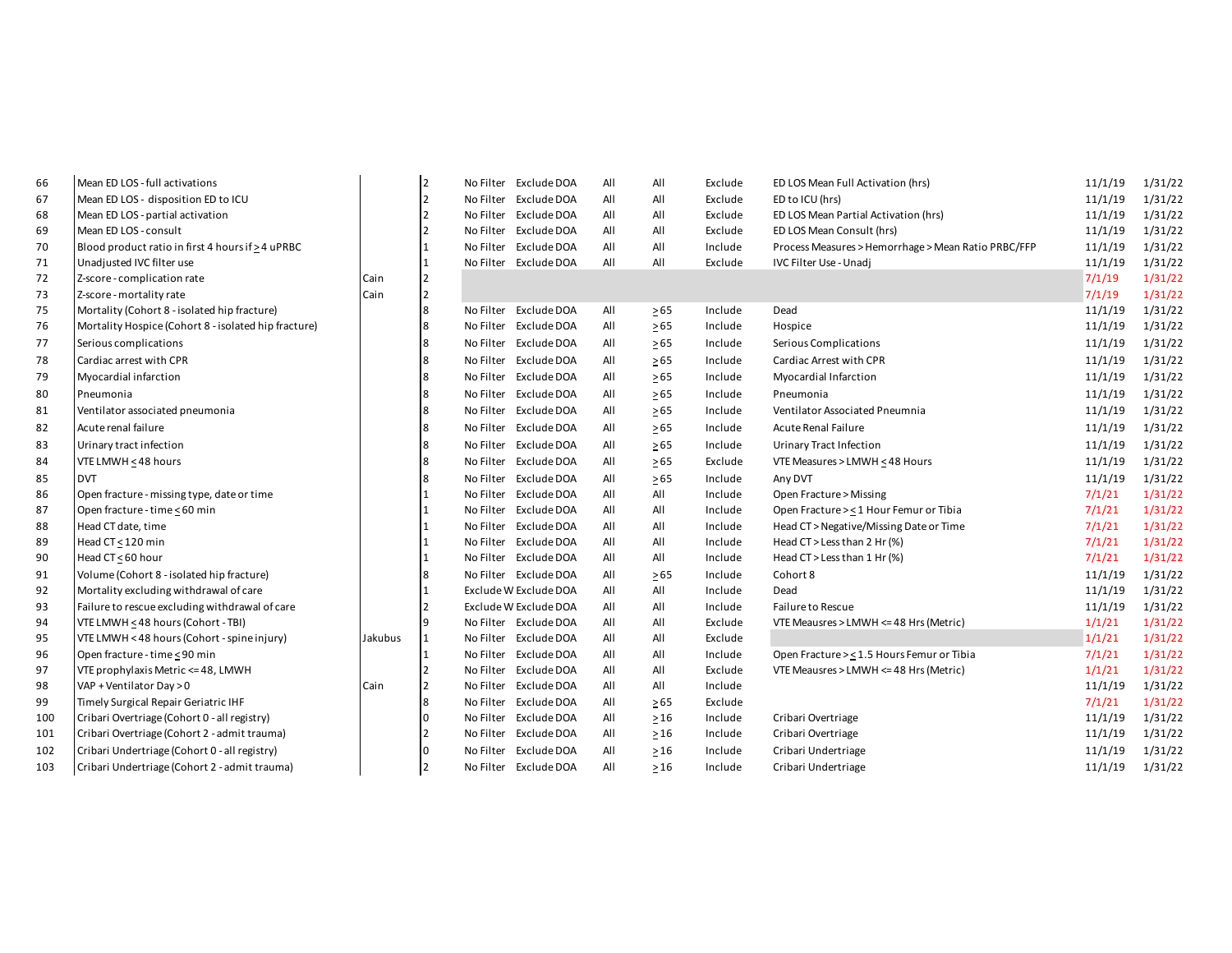| | | | | | | | | | | | |
|---|---|---|---|---|---|---|---|---|---|---|---|
| 66 | Mean ED LOS - full activations | | 2 | No Filter | Exclude DOA | All | All | Exclude | ED LOS Mean Full Activation (hrs) | 11/1/19 | 1/31/22 |
| 67 | Mean ED LOS - disposition ED to ICU | | 2 | No Filter | Exclude DOA | All | All | Exclude | ED to ICU (hrs) | 11/1/19 | 1/31/22 |
| 68 | Mean ED LOS - partial activation | | 2 | No Filter | Exclude DOA | All | All | Exclude | ED LOS Mean Partial Activation (hrs) | 11/1/19 | 1/31/22 |
| 69 | Mean ED LOS - consult | | 2 | No Filter | Exclude DOA | All | All | Exclude | ED LOS Mean Consult (hrs) | 11/1/19 | 1/31/22 |
| 70 | Blood product ratio in first 4 hours if ≥ 4 uPRBC | | 1 | No Filter | Exclude DOA | All | All | Include | Process Measures > Hemorrhage > Mean Ratio PRBC/FFP | 11/1/19 | 1/31/22 |
| 71 | Unadjusted IVC filter use | | 1 | No Filter | Exclude DOA | All | All | Exclude | IVC Filter Use - Unadj | 11/1/19 | 1/31/22 |
| 72 | Z-score - complication rate | Cain | 2 | | | | | | | 7/1/19 | 1/31/22 |
| 73 | Z-score - mortality rate | Cain | 2 | | | | | | | 7/1/19 | 1/31/22 |
| 75 | Mortality (Cohort 8 - isolated hip fracture) | | 8 | No Filter | Exclude DOA | All | ≥ 65 | Include | Dead | 11/1/19 | 1/31/22 |
| 76 | Mortality Hospice (Cohort 8 - isolated hip fracture) | | 8 | No Filter | Exclude DOA | All | ≥ 65 | Include | Hospice | 11/1/19 | 1/31/22 |
| 77 | Serious complications | | 8 | No Filter | Exclude DOA | All | ≥ 65 | Include | Serious Complications | 11/1/19 | 1/31/22 |
| 78 | Cardiac arrest with CPR | | 8 | No Filter | Exclude DOA | All | ≥ 65 | Include | Cardiac Arrest with CPR | 11/1/19 | 1/31/22 |
| 79 | Myocardial infarction | | 8 | No Filter | Exclude DOA | All | ≥ 65 | Include | Myocardial Infarction | 11/1/19 | 1/31/22 |
| 80 | Pneumonia | | 8 | No Filter | Exclude DOA | All | ≥ 65 | Include | Pneumonia | 11/1/19 | 1/31/22 |
| 81 | Ventilator associated pneumonia | | 8 | No Filter | Exclude DOA | All | ≥ 65 | Include | Ventilator Associated Pneumnia | 11/1/19 | 1/31/22 |
| 82 | Acute renal failure | | 8 | No Filter | Exclude DOA | All | ≥ 65 | Include | Acute Renal Failure | 11/1/19 | 1/31/22 |
| 83 | Urinary tract infection | | 8 | No Filter | Exclude DOA | All | ≥ 65 | Include | Urinary Tract Infection | 11/1/19 | 1/31/22 |
| 84 | VTE LMWH ≤ 48 hours | | 8 | No Filter | Exclude DOA | All | ≥ 65 | Exclude | VTE Measures > LMWH ≤ 48 Hours | 11/1/19 | 1/31/22 |
| 85 | DVT | | 8 | No Filter | Exclude DOA | All | ≥ 65 | Include | Any DVT | 11/1/19 | 1/31/22 |
| 86 | Open fracture - missing type, date or time | | 1 | No Filter | Exclude DOA | All | All | Include | Open Fracture > Missing | 7/1/21 | 1/31/22 |
| 87 | Open fracture - time ≤ 60 min | | 1 | No Filter | Exclude DOA | All | All | Include | Open Fracture > ≤ 1 Hour Femur or Tibia | 7/1/21 | 1/31/22 |
| 88 | Head CT date, time | | 1 | No Filter | Exclude DOA | All | All | Include | Head CT > Negative/Missing Date or Time | 7/1/21 | 1/31/22 |
| 89 | Head CT ≤ 120 min | | 1 | No Filter | Exclude DOA | All | All | Include | Head CT > Less than 2 Hr (%) | 7/1/21 | 1/31/22 |
| 90 | Head CT ≤ 60 hour | | 1 | No Filter | Exclude DOA | All | All | Include | Head CT > Less than 1 Hr (%) | 7/1/21 | 1/31/22 |
| 91 | Volume (Cohort 8 - isolated hip fracture) | | 8 | No Filter | Exclude DOA | All | ≥ 65 | Include | Cohort 8 | 11/1/19 | 1/31/22 |
| 92 | Mortality excluding withdrawal of care | | 1 | Exclude W | Exclude DOA | All | All | Include | Dead | 11/1/19 | 1/31/22 |
| 93 | Failure to rescue excluding withdrawal of care | | 2 | Exclude W | Exclude DOA | All | All | Include | Failure to Rescue | 11/1/19 | 1/31/22 |
| 94 | VTE LMWH ≤ 48 hours (Cohort - TBI) | | 9 | No Filter | Exclude DOA | All | All | Exclude | VTE Meausres > LMWH <= 48 Hrs (Metric) | 1/1/21 | 1/31/22 |
| 95 | VTE LMWH < 48 hours (Cohort - spine injury) | Jakubus | 1 | No Filter | Exclude DOA | All | All | Exclude | | 1/1/21 | 1/31/22 |
| 96 | Open fracture - time ≤ 90 min | | 1 | No Filter | Exclude DOA | All | All | Include | Open Fracture > ≤ 1.5 Hours Femur or Tibia | 7/1/21 | 1/31/22 |
| 97 | VTE prophylaxis Metric <= 48, LMWH | | 2 | No Filter | Exclude DOA | All | All | Exclude | VTE Meausres > LMWH <= 48 Hrs (Metric) | 1/1/21 | 1/31/22 |
| 98 | VAP + Ventilator Day > 0 | Cain | 2 | No Filter | Exclude DOA | All | All | Include | | 11/1/19 | 1/31/22 |
| 99 | Timely Surgical Repair Geriatric IHF | | 8 | No Filter | Exclude DOA | All | ≥ 65 | Exclude | | 7/1/21 | 1/31/22 |
| 100 | Cribari Overtriage (Cohort 0 - all registry) | | 0 | No Filter | Exclude DOA | All | ≥ 16 | Include | Cribari Overtriage | 11/1/19 | 1/31/22 |
| 101 | Cribari Overtriage (Cohort 2 - admit trauma) | | 2 | No Filter | Exclude DOA | All | ≥ 16 | Include | Cribari Overtriage | 11/1/19 | 1/31/22 |
| 102 | Cribari Undertriage (Cohort 0 - all registry) | | 0 | No Filter | Exclude DOA | All | ≥ 16 | Include | Cribari Undertriage | 11/1/19 | 1/31/22 |
| 103 | Cribari Undertriage (Cohort 2 - admit trauma) | | 2 | No Filter | Exclude DOA | All | ≥ 16 | Include | Cribari Undertriage | 11/1/19 | 1/31/22 |